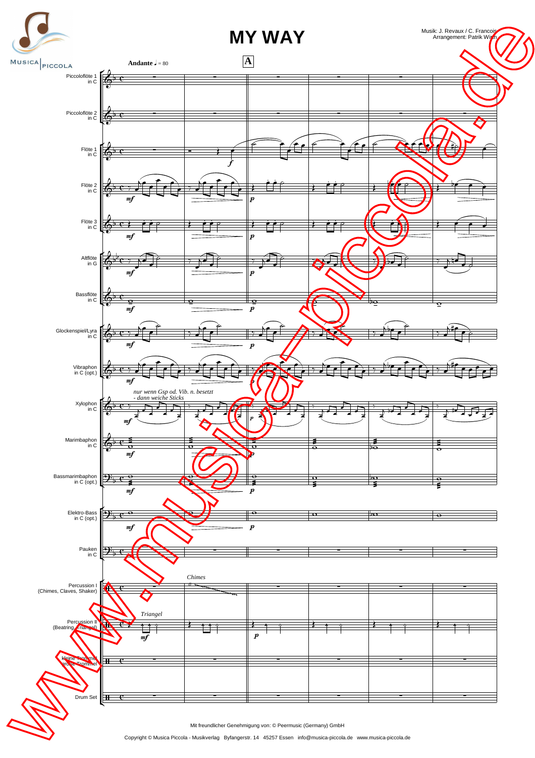# MY WAY

Musik: J. Revaux / C. Francois
Arrangement: Patrik Wirth

**Andante** ♩ = 80

**A**

Piccoloflöte 1 in C

Piccoloflöte 2 in C

Flöte 1 in C

Flöte 2 in C

Flöte 3 in C

Altflöte in G

Bassflöte in C

Glockenspiel/Lyra in C

Vibraphon in C (opt.)

Xylophon in C

*nur wenn Gsp od. Vib. n. besetzt - dann weiche Sticks*

Marimbaphon in C

Bassmarimbaphon in C (opt.)

Elektro-Bass in C (opt.)

Pauken in C

Percussion I (Chimes, Claves, Shaker)

*Chimes*

Percussion II (Beatring, Triangel)

*Triangel*

kleine Trommel große Trommel

Drum Set

Mit freundlicher Genehmigung von: © Peermusic (Germany) GmbH

Copyright © Musica Piccola - Musikverlag Byfangerstr. 14 45257 Essen info@musica-piccola.de www.musica-piccola.de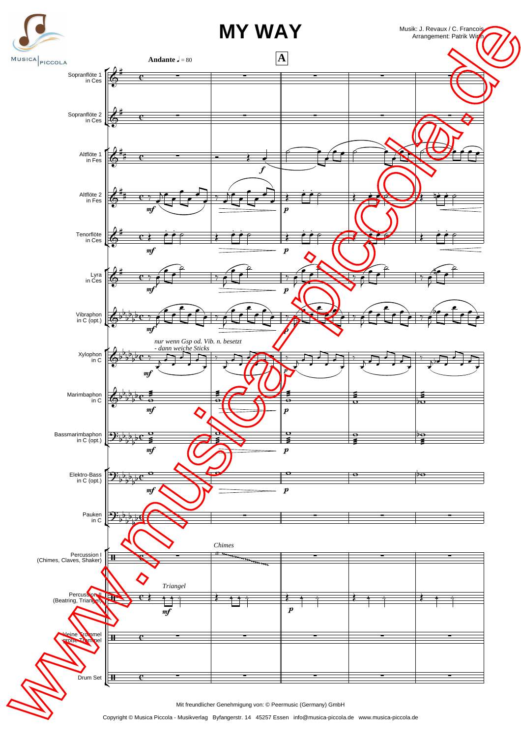# MY WAY

Musik: J. Revaux / C. Francois
Arrangement: Patrik Wirth

Andante ♩ = 80

A

Sopranflöte 1 in Ces

Sopranflöte 2 in Ces

Altflöte 1 in Fes

Altflöte 2 in Fes

Tenorflöte in Ces

Lyra in Ces

Vibraphon in C (opt.)

*nur wenn Gsp od. Vib. n. besetzt - dann weiche Sticks*

Xylophon in C

Marimbaphon in C

Bassmarimbaphon in C (opt.)

Elektro-Bass in C (opt.)

Pauken in C

*Chimes*

Percussion I (Chimes, Claves, Shaker)

*Triangel*

Percussion II (Beatring, Triangel)

kleine Trommel große Trommel

Drum Set

Mit freundlicher Genehmigung von: © Peermusic (Germany) GmbH

Copyright © Musica Piccola - Musikverlag Byfangerstr. 14 45257 Essen info@musica-piccola.de www.musica-piccola.de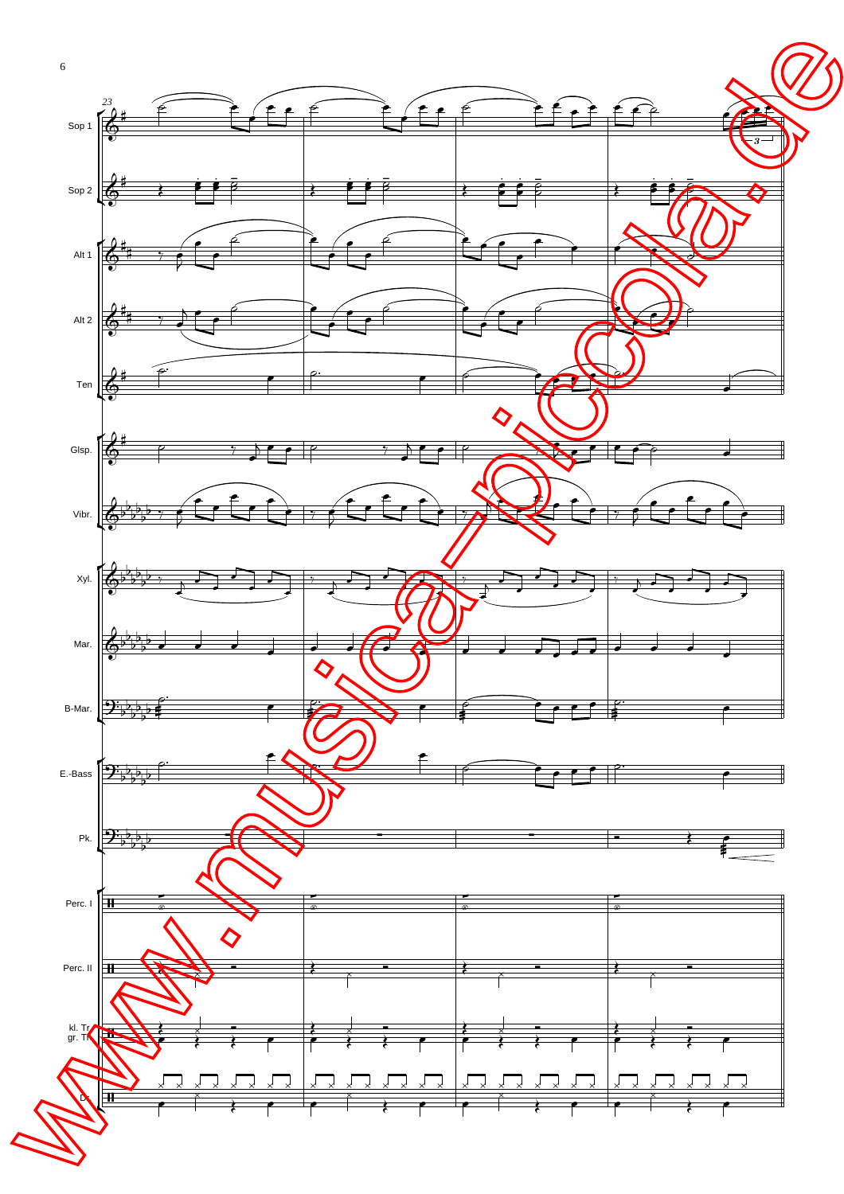23

Sop 1

Sop 2

Alt 1

Alt 2

Ten

Glsp.

Vibr.

Xyl.

Mar.

B-Mar.

E.-Bass

Pk.

Perc. I

Perc. II

kl. Tr
gr. Tr

D.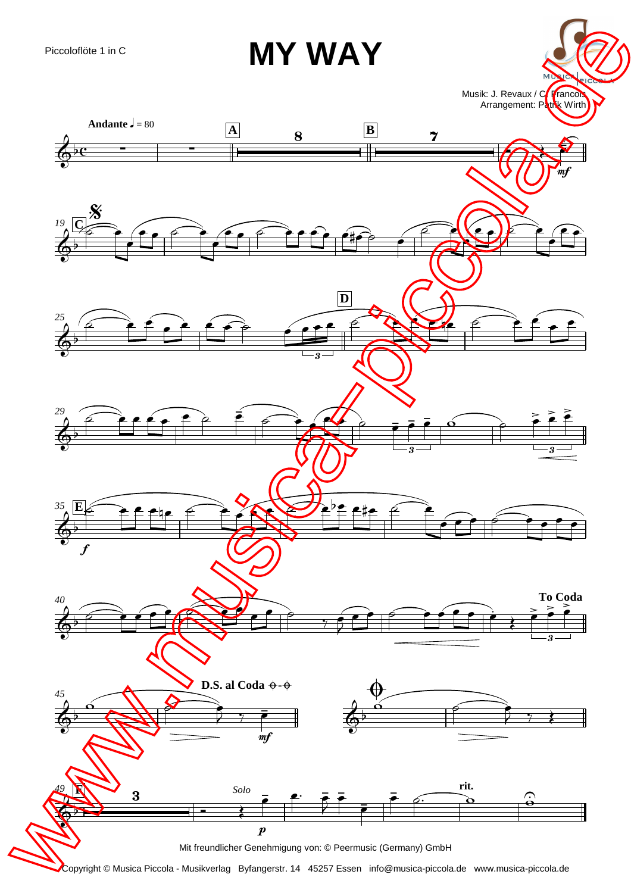Piccoloflöte 1 in C

# MY WAY

Musik: J. Revaux / C. Francois
Arrangement: Patrik Wirth

**Andante** ♩ = 80

**A** 8 **B** 7 *mf*

**C** *f* **D** **E**

**To Coda**

**D.S. al Coda** *mf*

**F** 3 *Solo* *p* **rit.**

Mit freundlicher Genehmigung von: © Peermusic (Germany) GmbH

Copyright © Musica Piccola - Musikverlag Byfangerstr. 14 45257 Essen info@musica-piccola.de www.musica-piccola.de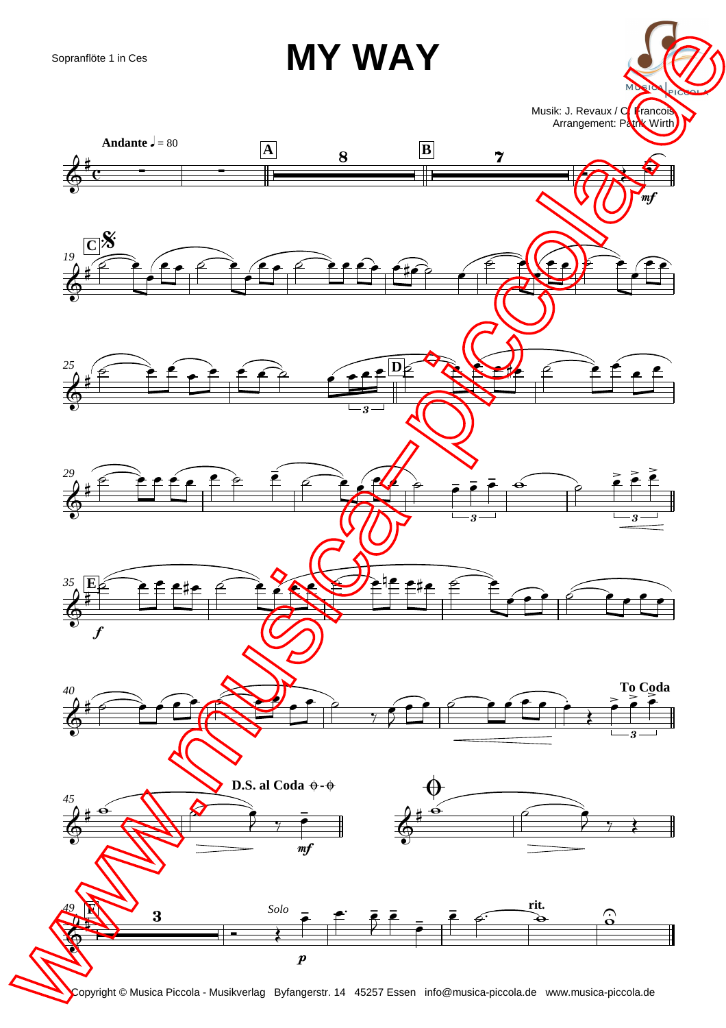Sopranflöte 1 in Ces

# MY WAY

Musik: J. Revaux / C. Francois
Arrangement: Patrik Wirth

Copyright © Musica Piccola - Musikverlag Byfangerstr. 14 45257 Essen info@musica-piccola.de www.musica-piccola.de